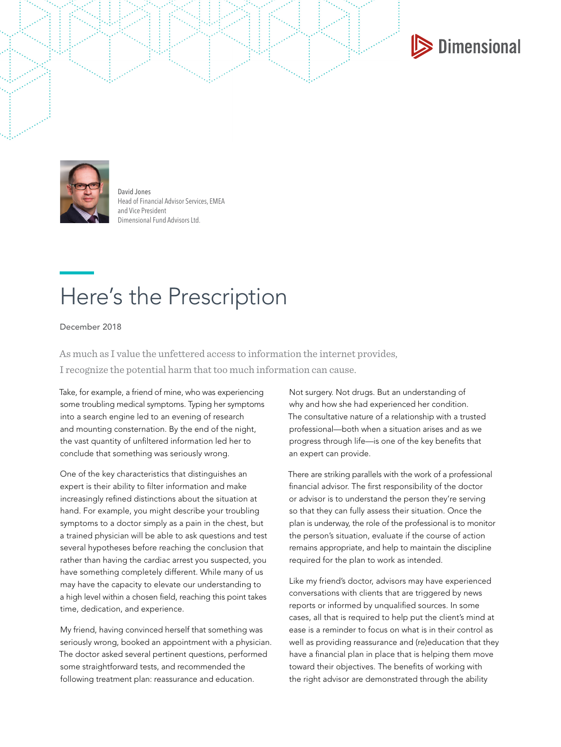Dimensional

David Jones
Head of Financial Advisor Services, EMEA
and Vice President
Dimensional Fund Advisors Ltd.

# Here's the Prescription

December 2018

As much as I value the unfettered access to information the internet provides, I recognize the potential harm that too much information can cause.

Take, for example, a friend of mine, who was experiencing some troubling medical symptoms. Typing her symptoms into a search engine led to an evening of research and mounting consternation. By the end of the night, the vast quantity of unfiltered information led her to conclude that something was seriously wrong.

One of the key characteristics that distinguishes an expert is their ability to filter information and make increasingly refined distinctions about the situation at hand. For example, you might describe your troubling symptoms to a doctor simply as a pain in the chest, but a trained physician will be able to ask questions and test several hypotheses before reaching the conclusion that rather than having the cardiac arrest you suspected, you have something completely different. While many of us may have the capacity to elevate our understanding to a high level within a chosen field, reaching this point takes time, dedication, and experience.

My friend, having convinced herself that something was seriously wrong, booked an appointment with a physician. The doctor asked several pertinent questions, performed some straightforward tests, and recommended the following treatment plan: reassurance and education.

Not surgery. Not drugs. But an understanding of why and how she had experienced her condition. The consultative nature of a relationship with a trusted professional—both when a situation arises and as we progress through life—is one of the key benefits that an expert can provide.

There are striking parallels with the work of a professional financial advisor. The first responsibility of the doctor or advisor is to understand the person they're serving so that they can fully assess their situation. Once the plan is underway, the role of the professional is to monitor the person's situation, evaluate if the course of action remains appropriate, and help to maintain the discipline required for the plan to work as intended.

Like my friend's doctor, advisors may have experienced conversations with clients that are triggered by news reports or informed by unqualified sources. In some cases, all that is required to help put the client's mind at ease is a reminder to focus on what is in their control as well as providing reassurance and (re)education that they have a financial plan in place that is helping them move toward their objectives. The benefits of working with the right advisor are demonstrated through the ability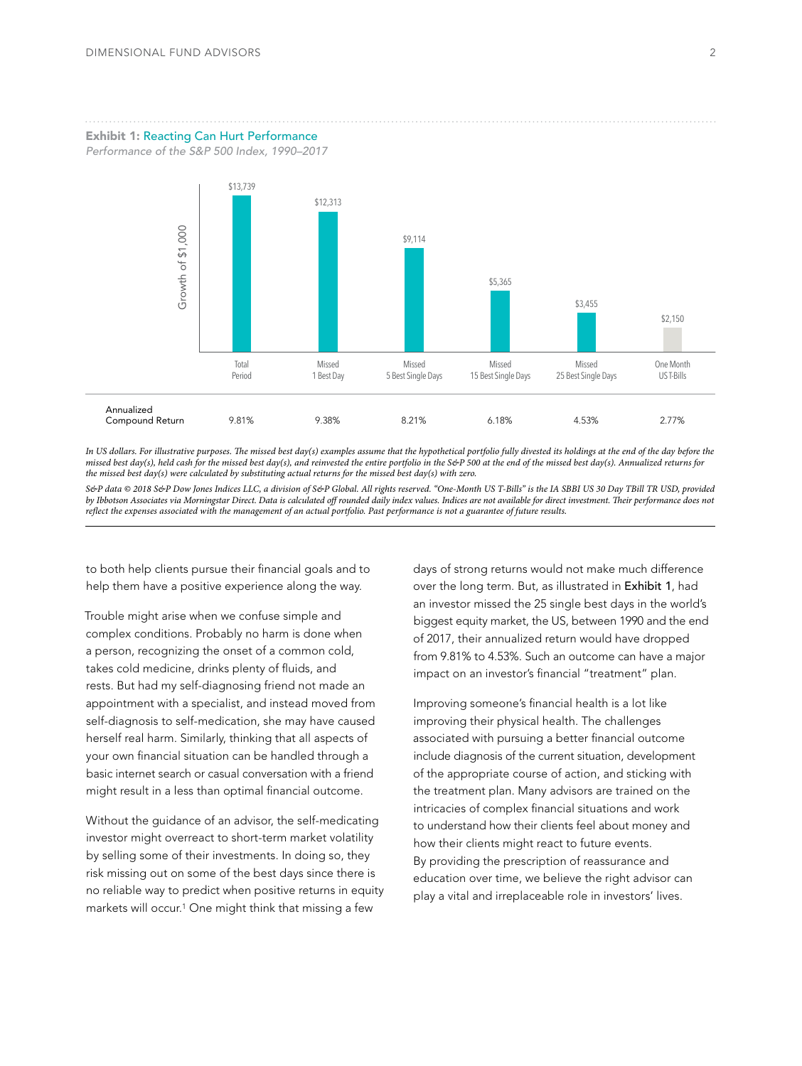**Exhibit 1:** Reacting Can Hurt Performance

*Performance of the S&P 500 Index, 1990–2017*

| | Total Period | Missed 1 Best Day | Missed 5 Best Single Days | Missed 15 Best Single Days | Missed 25 Best Single Days | One Month US T-Bills |
|---|---|---|---|---|---|---|
| Growth of $1,000 | $13,739 | $12,313 | $9,114 | $5,365 | $3,455 | $2,150 |
| Annualized Compound Return | 9.81% | 9.38% | 8.21% | 6.18% | 4.53% | 2.77% |

*In US dollars. For illustrative purposes. The missed best day(s) examples assume that the hypothetical portfolio fully divested its holdings at the end of the day before the missed best day(s), held cash for the missed best day(s), and reinvested the entire portfolio in the S&P 500 at the end of the missed best day(s). Annualized returns for the missed best day(s) were calculated by substituting actual returns for the missed best day(s) with zero.*

*S&P data © 2018 S&P Dow Jones Indices LLC, a division of S&P Global. All rights reserved. "One-Month US T-Bills" is the IA SBBI US 30 Day TBill TR USD, provided by Ibbotson Associates via Morningstar Direct. Data is calculated off rounded daily index values. Indices are not available for direct investment. Their performance does not reflect the expenses associated with the management of an actual portfolio. Past performance is not a guarantee of future results.*

to both help clients pursue their financial goals and to help them have a positive experience along the way.

Trouble might arise when we confuse simple and complex conditions. Probably no harm is done when a person, recognizing the onset of a common cold, takes cold medicine, drinks plenty of fluids, and rests. But had my self-diagnosing friend not made an appointment with a specialist, and instead moved from self-diagnosis to self-medication, she may have caused herself real harm. Similarly, thinking that all aspects of your own financial situation can be handled through a basic internet search or casual conversation with a friend might result in a less than optimal financial outcome.

Without the guidance of an advisor, the self-medicating investor might overreact to short-term market volatility by selling some of their investments. In doing so, they risk missing out on some of the best days since there is no reliable way to predict when positive returns in equity markets will occur.[1] One might think that missing a few days of strong returns would not make much difference over the long term. But, as illustrated in **Exhibit 1**, had an investor missed the 25 single best days in the world's biggest equity market, the US, between 1990 and the end of 2017, their annualized return would have dropped from 9.81% to 4.53%. Such an outcome can have a major impact on an investor's financial "treatment" plan.

Improving someone's financial health is a lot like improving their physical health. The challenges associated with pursuing a better financial outcome include diagnosis of the current situation, development of the appropriate course of action, and sticking with the treatment plan. Many advisors are trained on the intricacies of complex financial situations and work to understand how their clients feel about money and how their clients might react to future events. By providing the prescription of reassurance and education over time, we believe the right advisor can play a vital and irreplaceable role in investors' lives.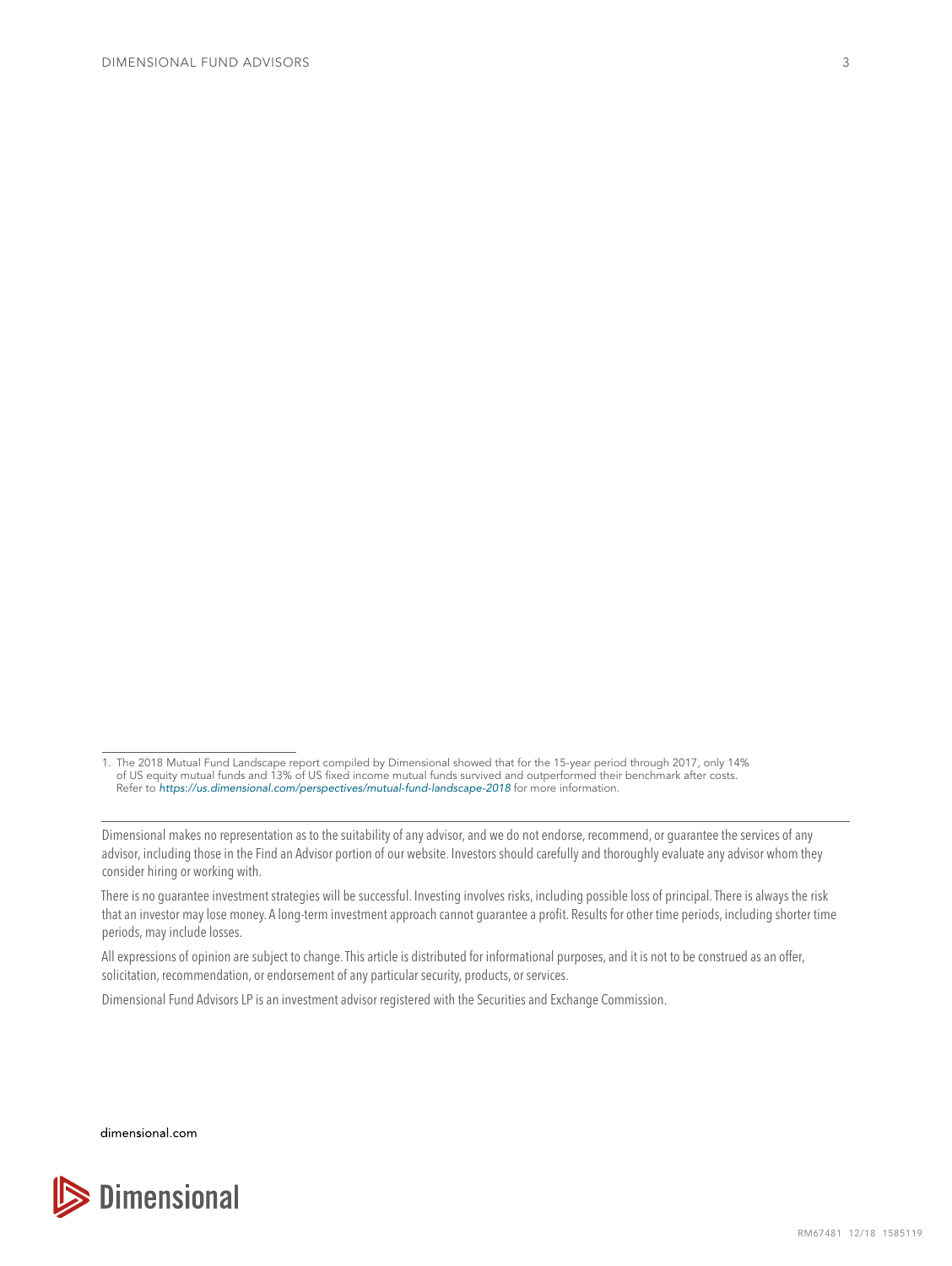1. The 2018 Mutual Fund Landscape report compiled by Dimensional showed that for the 15-year period through 2017, only 14% of US equity mutual funds and 13% of US fixed income mutual funds survived and outperformed their benchmark after costs. Refer to *https://us.dimensional.com/perspectives/mutual-fund-landscape-2018* for more information.

---

Dimensional makes no representation as to the suitability of any advisor, and we do not endorse, recommend, or guarantee the services of any advisor, including those in the Find an Advisor portion of our website. Investors should carefully and thoroughly evaluate any advisor whom they consider hiring or working with.

There is no guarantee investment strategies will be successful. Investing involves risks, including possible loss of principal. There is always the risk that an investor may lose money. A long-term investment approach cannot guarantee a profit. Results for other time periods, including shorter time periods, may include losses.

All expressions of opinion are subject to change. This article is distributed for informational purposes, and it is not to be construed as an offer, solicitation, recommendation, or endorsement of any particular security, products, or services.

Dimensional Fund Advisors LP is an investment advisor registered with the Securities and Exchange Commission.

dimensional.com

Dimensional

RM67481 12/18 1585119